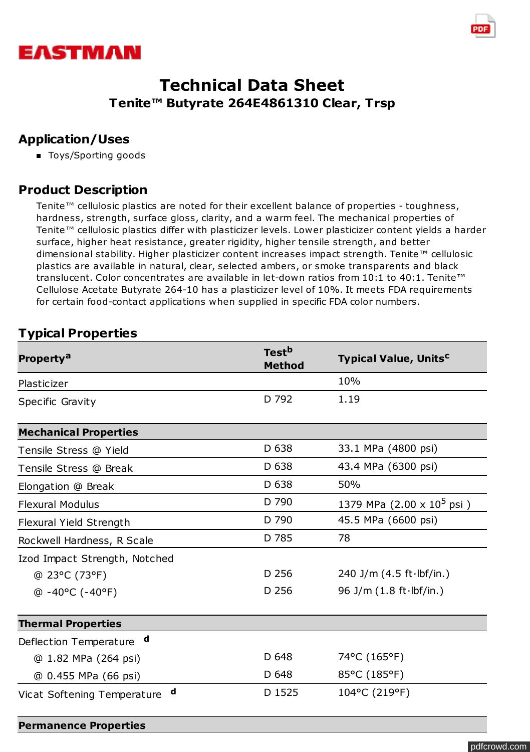# Technical Data Sheet

## Tenite™ Butyrate 264E4861310 Clear, Trsp

## Application/Uses

- Toys/Sporting goods

## Product Description

Tenite™ cellulosic plastics are noted for their excellent balance of properties - toughness, hardness, strength, surface gloss, clarity, and a warm feel. The mechanical properties of Tenite™ cellulosic plastics differ with plasticizer levels. Lower plasticizer content yields a harder surface, higher heat resistance, greater rigidity, higher tensile strength, and better dimensional stability. Higher plasticizer content increases impact strength. Tenite™ cellulosic plastics are available in natural, clear, selected ambers, or smoke transparents and black translucent. Color concentrates are available in let-down ratios from 10:1 to 40:1. Tenite™ Cellulose Acetate Butyrate 264-10 has a plasticizer level of 10%. It meets FDA requirements for certain food-contact applications when supplied in specific FDA color numbers.

## Typical Properties

| Property[a] | Test[b] Method | Typical Value, Units[c] |
|---|---|---|
| Plasticizer | | 10% |
| Specific Gravity | D 792 | 1.19 |
| **Mechanical Properties** | | |
| Tensile Stress @ Yield | D 638 | 33.1 MPa (4800 psi) |
| Tensile Stress @ Break | D 638 | 43.4 MPa (6300 psi) |
| Elongation @ Break | D 638 | 50% |
| Flexural Modulus | D 790 | 1379 MPa (2.00 x $10^5$ psi ) |
| Flexural Yield Strength | D 790 | 45.5 MPa (6600 psi) |
| Rockwell Hardness, R Scale | D 785 | 78 |
| Izod Impact Strength, Notched | | |
| @ 23°C (73°F) | D 256 | 240 J/m (4.5 ft·lbf/in.) |
| @ -40°C (-40°F) | D 256 | 96 J/m (1.8 ft·lbf/in.) |
| **Thermal Properties** | | |
| Deflection Temperature [d] | | |
| @ 1.82 MPa (264 psi) | D 648 | 74°C (165°F) |
| @ 0.455 MPa (66 psi) | D 648 | 85°C (185°F) |
| Vicat Softening Temperature [d] | D 1525 | 104°C (219°F) |
| **Permanence Properties** | | |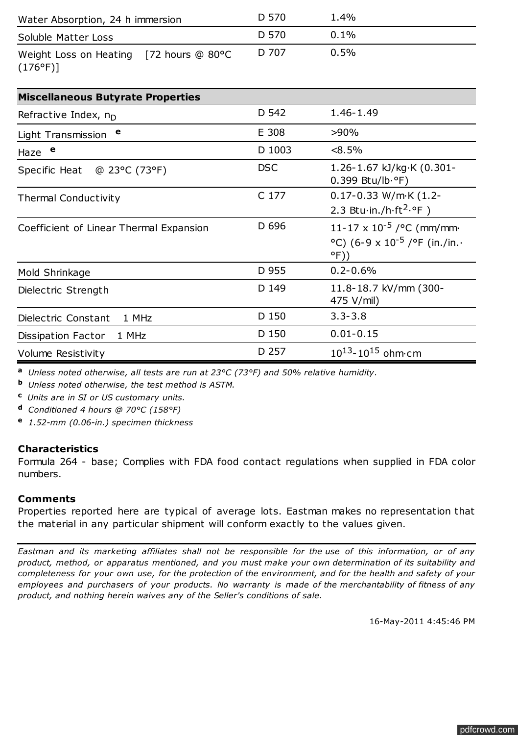| | | |
|---|---|---|
| Water Absorption, 24 h immersion | D 570 | 1.4% |
| Soluble Matter Loss | D 570 | 0.1% |
| Weight Loss on Heating [72 hours @ 80°C (176°F)] | D 707 | 0.5% |
| **Miscellaneous Butyrate Properties** | | |
| Refractive Index, $n_D$ | D 542 | 1.46-1.49 |
| Light Transmission [e] | E 308 | >90% |
| Haze [e] | D 1003 | <8.5% |
| Specific Heat @ 23°C (73°F) | DSC | 1.26-1.67 kJ/kg·K (0.301-0.399 Btu/lb·°F) |
| Thermal Conductivity | C 177 | 0.17-0.33 W/m·K (1.2-2.3 Btu·in./h·ft$^2$·°F ) |
| Coefficient of Linear Thermal Expansion | D 696 | 11-17 x $10^{-5}$ /°C (mm/mm·°C) (6-9 x $10^{-5}$ /°F (in./in.·°F)) |
| Mold Shrinkage | D 955 | 0.2-0.6% |
| Dielectric Strength | D 149 | 11.8-18.7 kV/mm (300-475 V/mil) |
| Dielectric Constant 1 MHz | D 150 | 3.3-3.8 |
| Dissipation Factor 1 MHz | D 150 | 0.01-0.15 |
| Volume Resistivity | D 257 | $10^{13}$-$10^{15}$ ohm·cm |

[a] *Unless noted otherwise, all tests are run at 23°C (73°F) and 50% relative humidity.*

[b] *Unless noted otherwise, the test method is ASTM.*

[c] *Units are in SI or US customary units.*

[d] *Conditioned 4 hours @ 70°C (158°F)*

[e] *1.52-mm (0.06-in.) specimen thickness*

**Characteristics**

Formula 264 - base; Complies with FDA food contact regulations when supplied in FDA color numbers.

**Comments**

Properties reported here are typical of average lots. Eastman makes no representation that the material in any particular shipment will conform exactly to the values given.

*Eastman and its marketing affiliates shall not be responsible for the use of this information, or of any product, method, or apparatus mentioned, and you must make your own determination of its suitability and completeness for your own use, for the protection of the environment, and for the health and safety of your employees and purchasers of your products. No warranty is made of the merchantability of fitness of any product, and nothing herein waives any of the Seller's conditions of sale.*

16-May-2011 4:45:46 PM